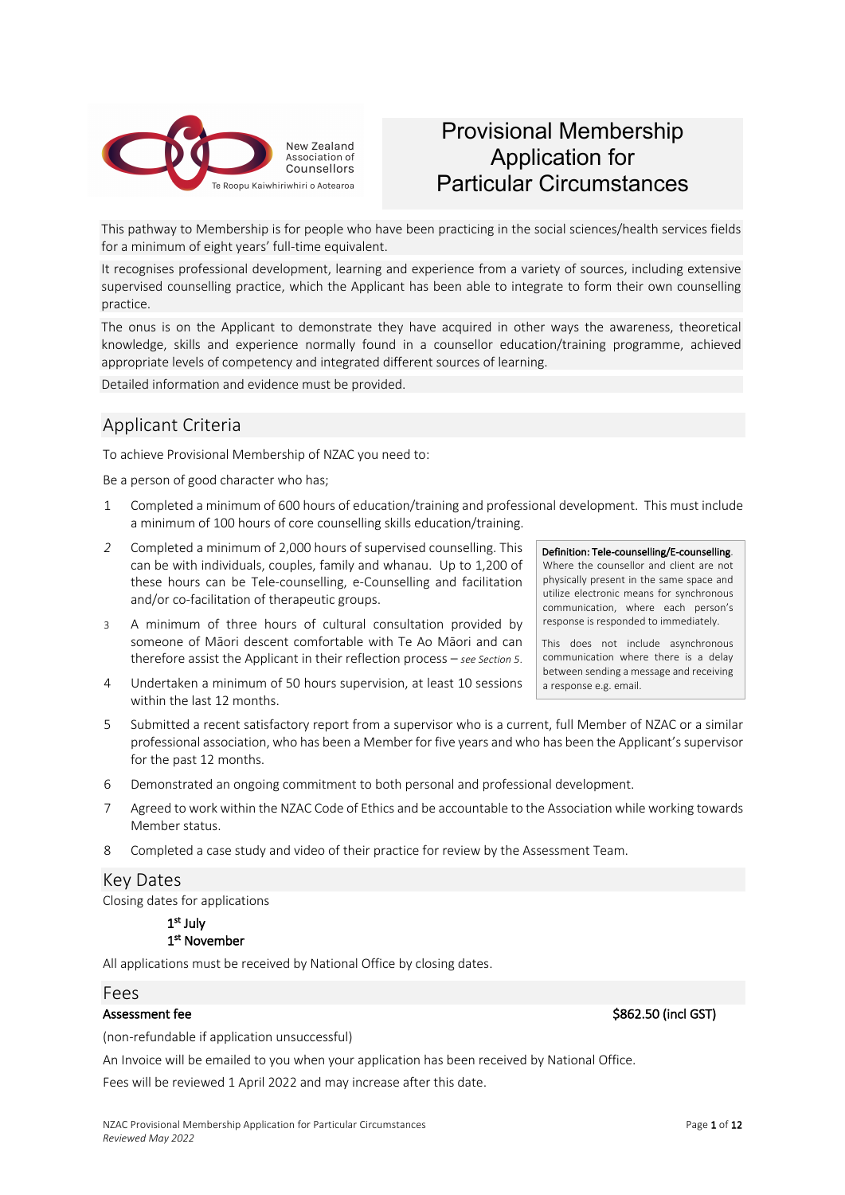New Zealand Association of Counsellors

Te Roopu Kaiwhiriwhiri o Aotearoa

# Provisional Membership Application for Particular Circumstances

This pathway to Membership is for people who have been practicing in the social sciences/health services fields for a minimum of eight years' full-time equivalent.

It recognises professional development, learning and experience from a variety of sources, including extensive supervised counselling practice, which the Applicant has been able to integrate to form their own counselling practice.

The onus is on the Applicant to demonstrate they have acquired in other ways the awareness, theoretical knowledge, skills and experience normally found in a counsellor education/training programme, achieved appropriate levels of competency and integrated different sources of learning.

Detailed information and evidence must be provided.

## Applicant Criteria

To achieve Provisional Membership of NZAC you need to:

Be a person of good character who has;

1. Completed a minimum of 600 hours of education/training and professional development. This must include a minimum of 100 hours of core counselling skills education/training.
2. Completed a minimum of 2,000 hours of supervised counselling. This can be with individuals, couples, family and whanau. Up to 1,200 of these hours can be Tele-counselling, e-Counselling and facilitation and/or co-facilitation of therapeutic groups.
3. A minimum of three hours of cultural consultation provided by someone of Māori descent comfortable with Te Ao Māori and can therefore assist the Applicant in their reflection process – *see Section 5.*
4. Undertaken a minimum of 50 hours supervision, at least 10 sessions within the last 12 months.
5. Submitted a recent satisfactory report from a supervisor who is a current, full Member of NZAC or a similar professional association, who has been a Member for five years and who has been the Applicant's supervisor for the past 12 months.
6. Demonstrated an ongoing commitment to both personal and professional development.
7. Agreed to work within the NZAC Code of Ethics and be accountable to the Association while working towards Member status.
8. Completed a case study and video of their practice for review by the Assessment Team.

**Definition: Tele-counselling/E-counselling**. Where the counsellor and client are not physically present in the same space and utilize electronic means for synchronous communication, where each person's response is responded to immediately.

This does not include asynchronous communication where there is a delay between sending a message and receiving a response e.g. email.

## Key Dates

Closing dates for applications

**1st July**
**1st November**

All applications must be received by National Office by closing dates.

## Fees

**Assessment fee** **$862.50 (incl GST)**

(non-refundable if application unsuccessful)

An Invoice will be emailed to you when your application has been received by National Office.

Fees will be reviewed 1 April 2022 and may increase after this date.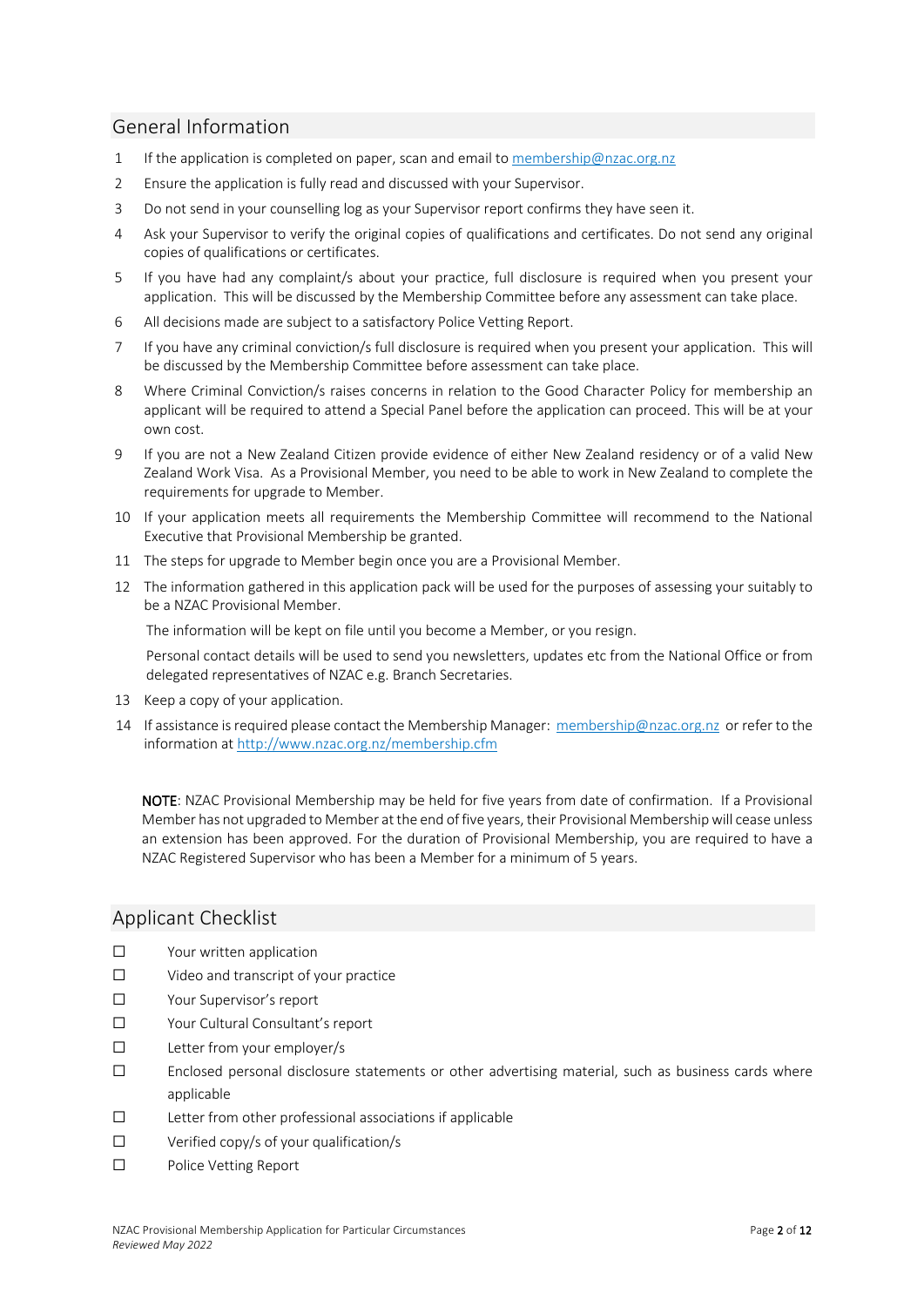## General Information

1. If the application is completed on paper, scan and email to membership@nzac.org.nz
2. Ensure the application is fully read and discussed with your Supervisor.
3. Do not send in your counselling log as your Supervisor report confirms they have seen it.
4. Ask your Supervisor to verify the original copies of qualifications and certificates. Do not send any original copies of qualifications or certificates.
5. If you have had any complaint/s about your practice, full disclosure is required when you present your application. This will be discussed by the Membership Committee before any assessment can take place.
6. All decisions made are subject to a satisfactory Police Vetting Report.
7. If you have any criminal conviction/s full disclosure is required when you present your application. This will be discussed by the Membership Committee before assessment can take place.
8. Where Criminal Conviction/s raises concerns in relation to the Good Character Policy for membership an applicant will be required to attend a Special Panel before the application can proceed. This will be at your own cost.
9. If you are not a New Zealand Citizen provide evidence of either New Zealand residency or of a valid New Zealand Work Visa. As a Provisional Member, you need to be able to work in New Zealand to complete the requirements for upgrade to Member.
10. If your application meets all requirements the Membership Committee will recommend to the National Executive that Provisional Membership be granted.
11. The steps for upgrade to Member begin once you are a Provisional Member.
12. The information gathered in this application pack will be used for the purposes of assessing your suitably to be a NZAC Provisional Member.

    The information will be kept on file until you become a Member, or you resign.

    Personal contact details will be used to send you newsletters, updates etc from the National Office or from delegated representatives of NZAC e.g. Branch Secretaries.
13. Keep a copy of your application.
14. If assistance is required please contact the Membership Manager: membership@nzac.org.nz or refer to the information at http://www.nzac.org.nz/membership.cfm

**NOTE**: NZAC Provisional Membership may be held for five years from date of confirmation. If a Provisional Member has not upgraded to Member at the end of five years, their Provisional Membership will cease unless an extension has been approved. For the duration of Provisional Membership, you are required to have a NZAC Registered Supervisor who has been a Member for a minimum of 5 years.

## Applicant Checklist

- ☐ Your written application
- ☐ Video and transcript of your practice
- ☐ Your Supervisor's report
- ☐ Your Cultural Consultant's report
- ☐ Letter from your employer/s
- ☐ Enclosed personal disclosure statements or other advertising material, such as business cards where applicable
- ☐ Letter from other professional associations if applicable
- ☐ Verified copy/s of your qualification/s
- ☐ Police Vetting Report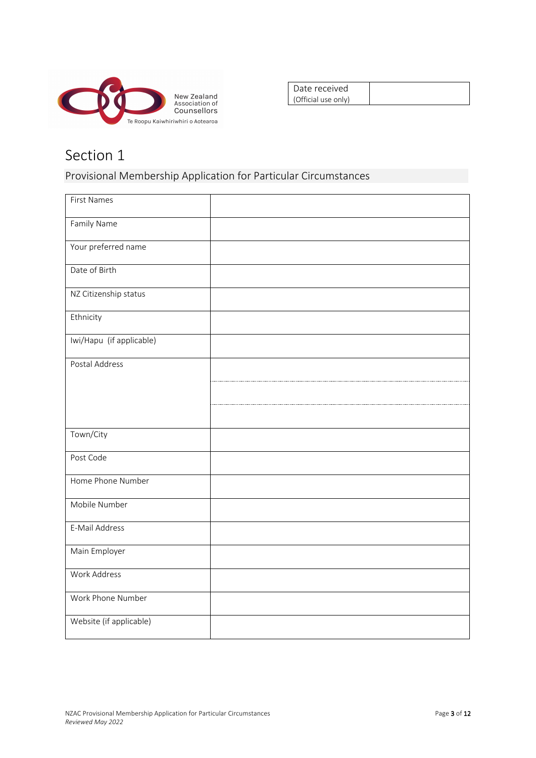New Zealand Association of Counsellors
Te Roopu Kaiwhiriwhiri o Aotearoa

| Date received (Official use only) | |
| --- | --- |

# Section 1

## Provisional Membership Application for Particular Circumstances

| First Names | |
| --- | --- |
| Family Name | |
| Your preferred name | |
| Date of Birth | |
| NZ Citizenship status | |
| Ethnicity | |
| Iwi/Hapu (if applicable) | |
| Postal Address | |
| Town/City | |
| Post Code | |
| Home Phone Number | |
| Mobile Number | |
| E-Mail Address | |
| Main Employer | |
| Work Address | |
| Work Phone Number | |
| Website (if applicable) | |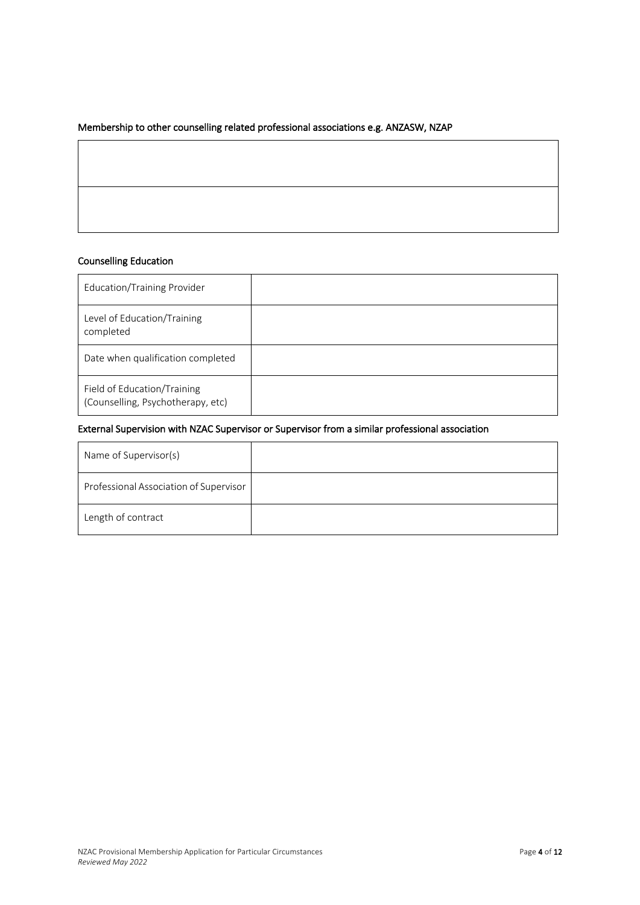### Membership to other counselling related professional associations e.g. ANZASW, NZAP

| |
|---|
| |
| |

### Counselling Education

| | |
|---|---|
| Education/Training Provider | |
| Level of Education/Training completed | |
| Date when qualification completed | |
| Field of Education/Training (Counselling, Psychotherapy, etc) | |

### External Supervision with NZAC Supervisor or Supervisor from a similar professional association

| | |
|---|---|
| Name of Supervisor(s) | |
| Professional Association of Supervisor | |
| Length of contract | |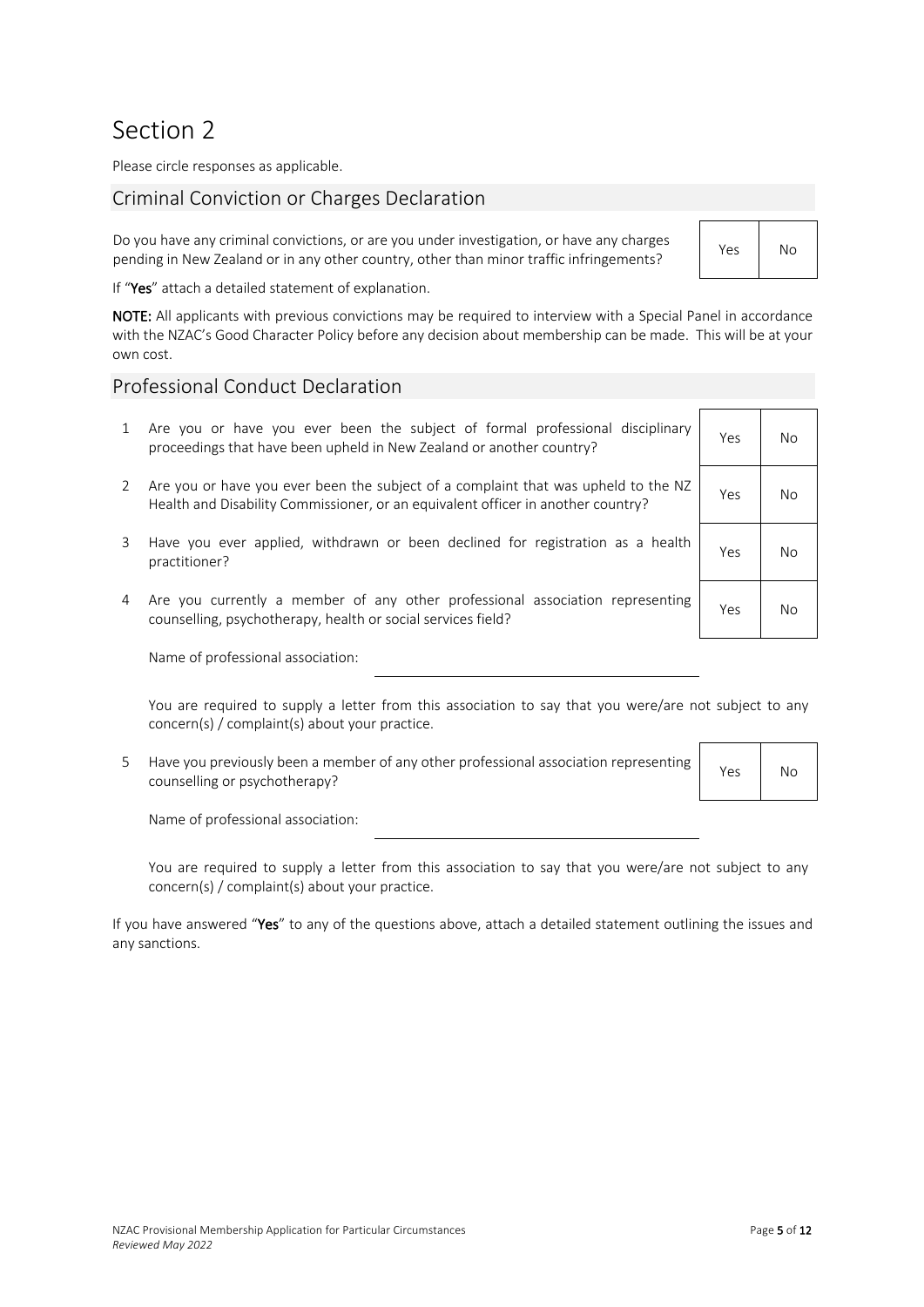# Section 2

Please circle responses as applicable.

## Criminal Conviction or Charges Declaration

| Question | | |
|---|---|---|
| Do you have any criminal convictions, or are you under investigation, or have any charges pending in New Zealand or in any other country, other than minor traffic infringements? | Yes | No |

If "**Yes**" attach a detailed statement of explanation.

**NOTE:** All applicants with previous convictions may be required to interview with a Special Panel in accordance with the NZAC's Good Character Policy before any decision about membership can be made. This will be at your own cost.

## Professional Conduct Declaration

| | Question | | |
|---|---|---|---|
| 1 | Are you or have you ever been the subject of formal professional disciplinary proceedings that have been upheld in New Zealand or another country? | Yes | No |
| 2 | Are you or have you ever been the subject of a complaint that was upheld to the NZ Health and Disability Commissioner, or an equivalent officer in another country? | Yes | No |
| 3 | Have you ever applied, withdrawn or been declined for registration as a health practitioner? | Yes | No |
| 4 | Are you currently a member of any other professional association representing counselling, psychotherapy, health or social services field? | Yes | No |

Name of professional association: ______________________________

You are required to supply a letter from this association to say that you were/are not subject to any concern(s) / complaint(s) about your practice.

| | Question | | |
|---|---|---|---|
| 5 | Have you previously been a member of any other professional association representing counselling or psychotherapy? | Yes | No |

Name of professional association: ______________________________

You are required to supply a letter from this association to say that you were/are not subject to any concern(s) / complaint(s) about your practice.

If you have answered "**Yes**" to any of the questions above, attach a detailed statement outlining the issues and any sanctions.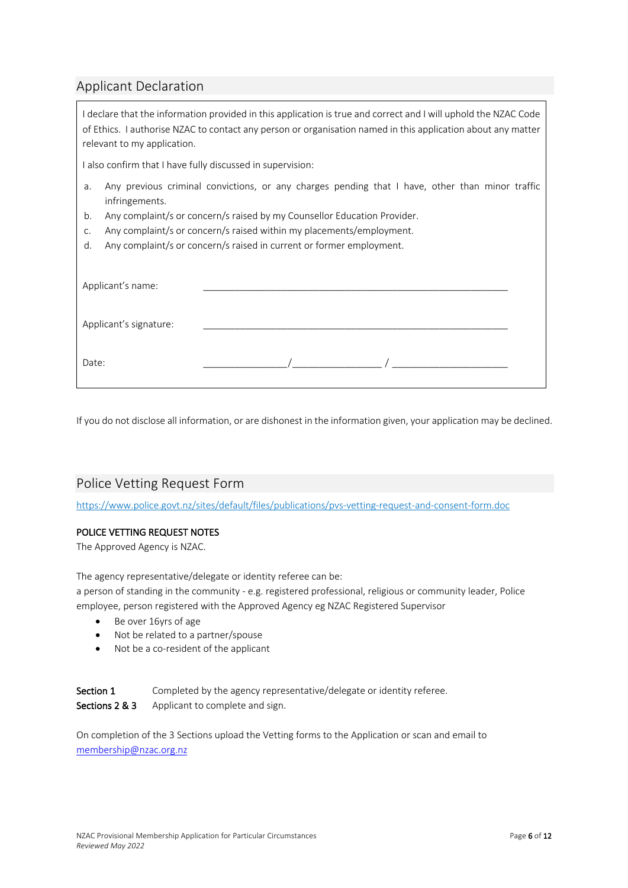## Applicant Declaration

I declare that the information provided in this application is true and correct and I will uphold the NZAC Code of Ethics. I authorise NZAC to contact any person or organisation named in this application about any matter relevant to my application.

I also confirm that I have fully discussed in supervision:

a. Any previous criminal convictions, or any charges pending that I have, other than minor traffic infringements.
b. Any complaint/s or concern/s raised by my Counsellor Education Provider.
c. Any complaint/s or concern/s raised within my placements/employment.
d. Any complaint/s or concern/s raised in current or former employment.

Applicant's name: ____________________________________________

Applicant's signature: ____________________________________________

Date: ______________/______________ / __________________

If you do not disclose all information, or are dishonest in the information given, your application may be declined.

## Police Vetting Request Form

https://www.police.govt.nz/sites/default/files/publications/pvs-vetting-request-and-consent-form.doc

POLICE VETTING REQUEST NOTES

The Approved Agency is NZAC.

The agency representative/delegate or identity referee can be:
a person of standing in the community - e.g. registered professional, religious or community leader, Police employee, person registered with the Approved Agency eg NZAC Registered Supervisor

- Be over 16yrs of age
- Not be related to a partner/spouse
- Not be a co-resident of the applicant

**Section 1** Completed by the agency representative/delegate or identity referee.
**Sections 2 & 3** Applicant to complete and sign.

On completion of the 3 Sections upload the Vetting forms to the Application or scan and email to membership@nzac.org.nz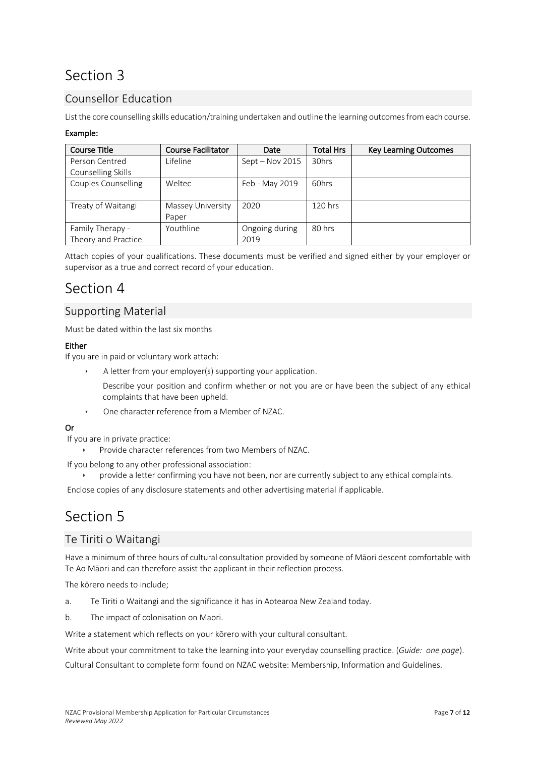# Section 3

## Counsellor Education

List the core counselling skills education/training undertaken and outline the learning outcomes from each course.

**Example:**

| Course Title | Course Facilitator | Date | Total Hrs | Key Learning Outcomes |
|---|---|---|---|---|
| Person Centred Counselling Skills | Lifeline | Sept – Nov 2015 | 30hrs | |
| Couples Counselling | Weltec | Feb - May 2019 | 60hrs | |
| Treaty of Waitangi | Massey University Paper | 2020 | 120 hrs | |
| Family Therapy - Theory and Practice | Youthline | Ongoing during 2019 | 80 hrs | |

Attach copies of your qualifications. These documents must be verified and signed either by your employer or supervisor as a true and correct record of your education.

# Section 4

## Supporting Material

Must be dated within the last six months

**Either**

If you are in paid or voluntary work attach:

- A letter from your employer(s) supporting your application.

  Describe your position and confirm whether or not you are or have been the subject of any ethical complaints that have been upheld.

- One character reference from a Member of NZAC.

**Or**

If you are in private practice:

- Provide character references from two Members of NZAC.

If you belong to any other professional association:

- provide a letter confirming you have not been, nor are currently subject to any ethical complaints.

Enclose copies of any disclosure statements and other advertising material if applicable.

# Section 5

## Te Tiriti o Waitangi

Have a minimum of three hours of cultural consultation provided by someone of Māori descent comfortable with Te Ao Māori and can therefore assist the applicant in their reflection process.

The kōrero needs to include;

a. Te Tiriti o Waitangi and the significance it has in Aotearoa New Zealand today.

b. The impact of colonisation on Maori.

Write a statement which reflects on your kōrero with your cultural consultant.

Write about your commitment to take the learning into your everyday counselling practice. (*Guide: one page*).

Cultural Consultant to complete form found on NZAC website: Membership, Information and Guidelines.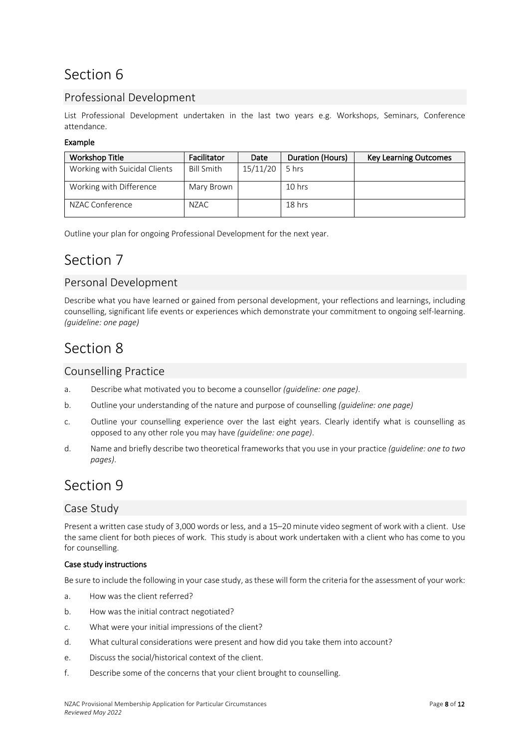# Section 6

## Professional Development

List Professional Development undertaken in the last two years e.g. Workshops, Seminars, Conference attendance.

**Example**

| Workshop Title | Facilitator | Date | Duration (Hours) | Key Learning Outcomes |
|---|---|---|---|---|
| Working with Suicidal Clients | Bill Smith | 15/11/20 | 5 hrs | |
| Working with Difference | Mary Brown | | 10 hrs | |
| NZAC Conference | NZAC | | 18 hrs | |

Outline your plan for ongoing Professional Development for the next year.

# Section 7

## Personal Development

Describe what you have learned or gained from personal development, your reflections and learnings, including counselling, significant life events or experiences which demonstrate your commitment to ongoing self-learning. *(guideline: one page)*

# Section 8

## Counselling Practice

a. Describe what motivated you to become a counsellor *(guideline: one page)*.

b. Outline your understanding of the nature and purpose of counselling *(guideline: one page)*

c. Outline your counselling experience over the last eight years. Clearly identify what is counselling as opposed to any other role you may have *(guideline: one page)*.

d. Name and briefly describe two theoretical frameworks that you use in your practice *(guideline: one to two pages)*.

# Section 9

## Case Study

Present a written case study of 3,000 words or less, and a 15–20 minute video segment of work with a client. Use the same client for both pieces of work. This study is about work undertaken with a client who has come to you for counselling.

**Case study instructions**

Be sure to include the following in your case study, as these will form the criteria for the assessment of your work:

a. How was the client referred?

b. How was the initial contract negotiated?

c. What were your initial impressions of the client?

d. What cultural considerations were present and how did you take them into account?

e. Discuss the social/historical context of the client.

f. Describe some of the concerns that your client brought to counselling.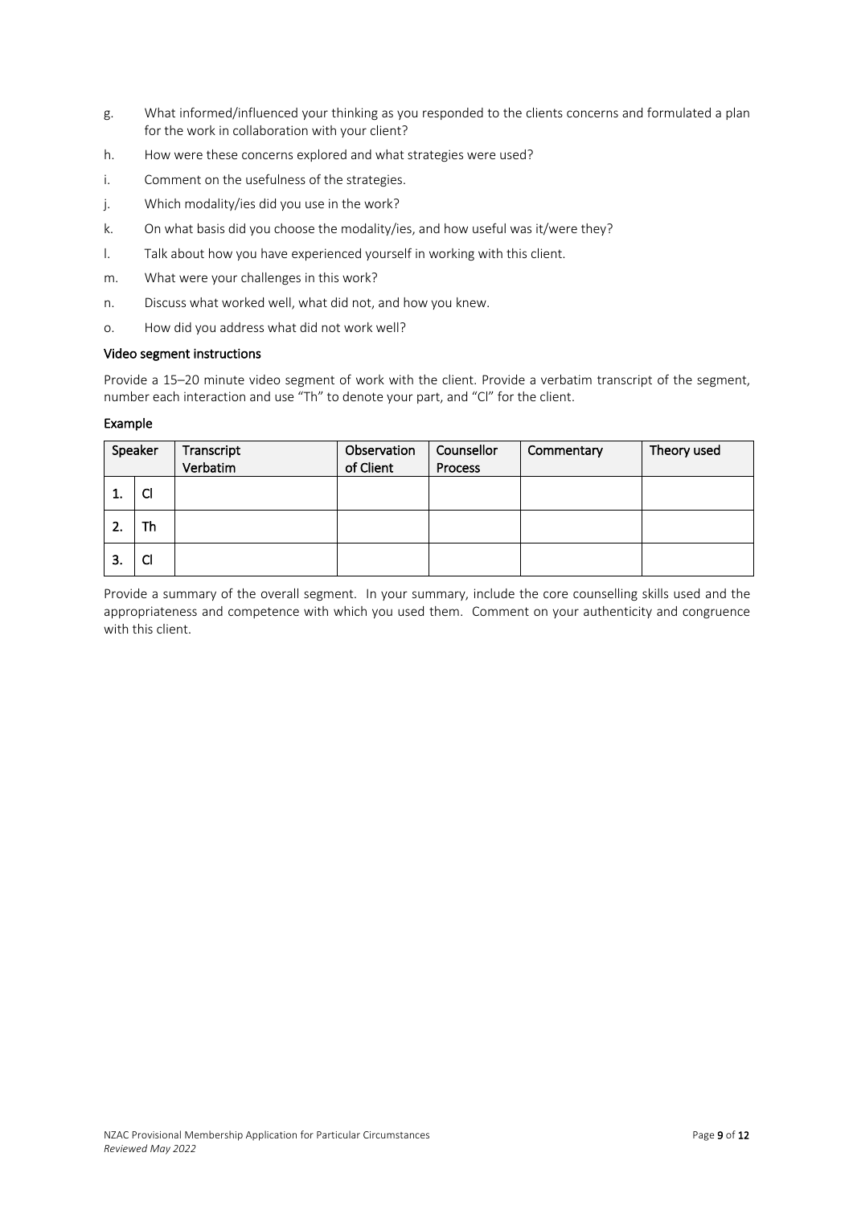g. What informed/influenced your thinking as you responded to the clients concerns and formulated a plan for the work in collaboration with your client?

h. How were these concerns explored and what strategies were used?

i. Comment on the usefulness of the strategies.

j. Which modality/ies did you use in the work?

k. On what basis did you choose the modality/ies, and how useful was it/were they?

l. Talk about how you have experienced yourself in working with this client.

m. What were your challenges in this work?

n. Discuss what worked well, what did not, and how you knew.

o. How did you address what did not work well?

#### Video segment instructions

Provide a 15–20 minute video segment of work with the client. Provide a verbatim transcript of the segment, number each interaction and use "Th" to denote your part, and "Cl" for the client.

#### Example

| Speaker | | Transcript Verbatim | Observation of Client | Counsellor Process | Commentary | Theory used |
|---|---|---|---|---|---|---|
| 1. | Cl | | | | | |
| 2. | Th | | | | | |
| 3. | Cl | | | | | |

Provide a summary of the overall segment. In your summary, include the core counselling skills used and the appropriateness and competence with which you used them. Comment on your authenticity and congruence with this client.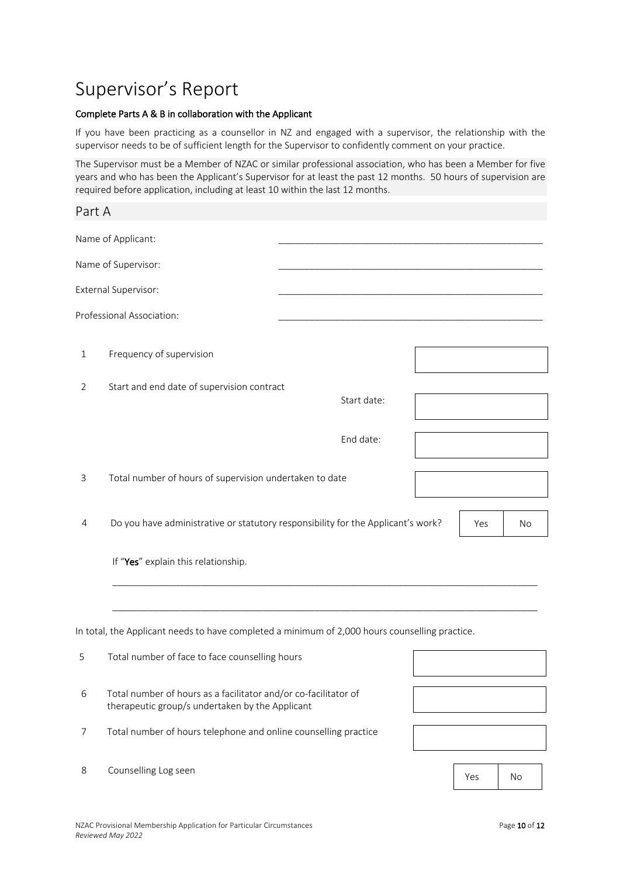# Supervisor's Report

**Complete Parts A & B in collaboration with the Applicant**

If you have been practicing as a counsellor in NZ and engaged with a supervisor, the relationship with the supervisor needs to be of sufficient length for the Supervisor to confidently comment on your practice.

The Supervisor must be a Member of NZAC or similar professional association, who has been a Member for five years and who has been the Applicant's Supervisor for at least the past 12 months. 50 hours of supervision are required before application, including at least 10 within the last 12 months.

## Part A

Name of Applicant: ______________________________

Name of Supervisor: ______________________________

External Supervisor: ______________________________

Professional Association: ______________________________

1. Frequency of supervision: [ ]

2. Start and end date of supervision contract
   - Start date: [ ]
   - End date: [ ]

3. Total number of hours of supervision undertaken to date: [ ]

4. Do you have administrative or statutory responsibility for the Applicant's work? [ ] Yes [ ] No

   If "**Yes**" explain this relationship.

   ______________________________________________________________

   ______________________________________________________________

In total, the Applicant needs to have completed a minimum of 2,000 hours counselling practice.

5. Total number of face to face counselling hours: [ ]

6. Total number of hours as a facilitator and/or co-facilitator of therapeutic group/s undertaken by the Applicant: [ ]

7. Total number of hours telephone and online counselling practice: [ ]

8. Counselling Log seen: [ ] Yes [ ] No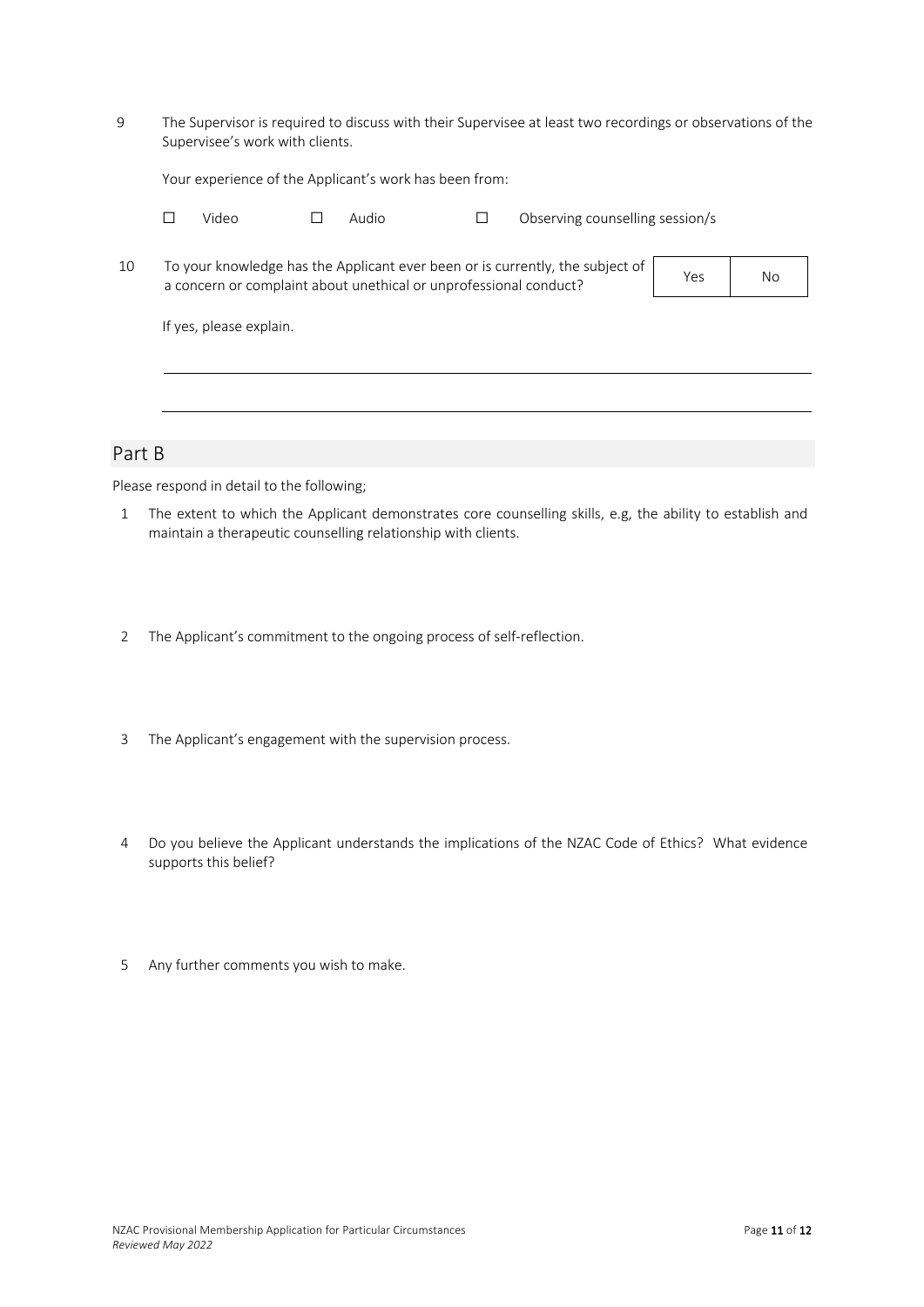9 The Supervisor is required to discuss with their Supervisee at least two recordings or observations of the Supervisee's work with clients.

Your experience of the Applicant's work has been from:

☐ Video ☐ Audio ☐ Observing counselling session/s

10 To your knowledge has the Applicant ever been or is currently, the subject of a concern or complaint about unethical or unprofessional conduct?

| Yes | No |
|---|---|

If yes, please explain.

______________________________________________________________________

______________________________________________________________________

## Part B

Please respond in detail to the following;

1 The extent to which the Applicant demonstrates core counselling skills, e.g, the ability to establish and maintain a therapeutic counselling relationship with clients.

2 The Applicant's commitment to the ongoing process of self-reflection.

3 The Applicant's engagement with the supervision process.

4 Do you believe the Applicant understands the implications of the NZAC Code of Ethics? What evidence supports this belief?

5 Any further comments you wish to make.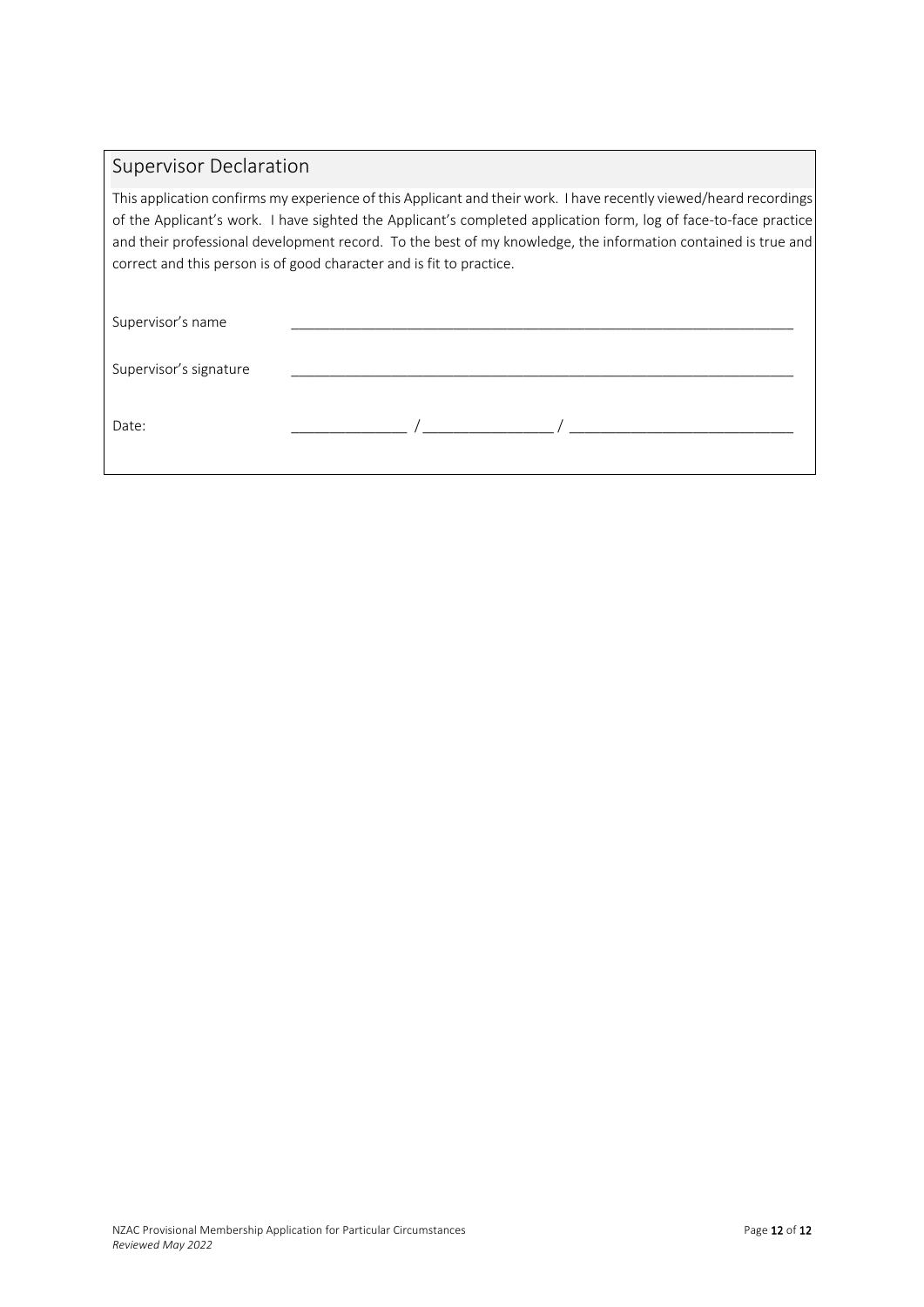## Supervisor Declaration

This application confirms my experience of this Applicant and their work. I have recently viewed/heard recordings of the Applicant's work. I have sighted the Applicant's completed application form, log of face-to-face practice and their professional development record. To the best of my knowledge, the information contained is true and correct and this person is of good character and is fit to practice.

Supervisor's name ___________________________________________________________________

Supervisor's signature ___________________________________________________________________

Date: _______________ / _________________ / _____________________________